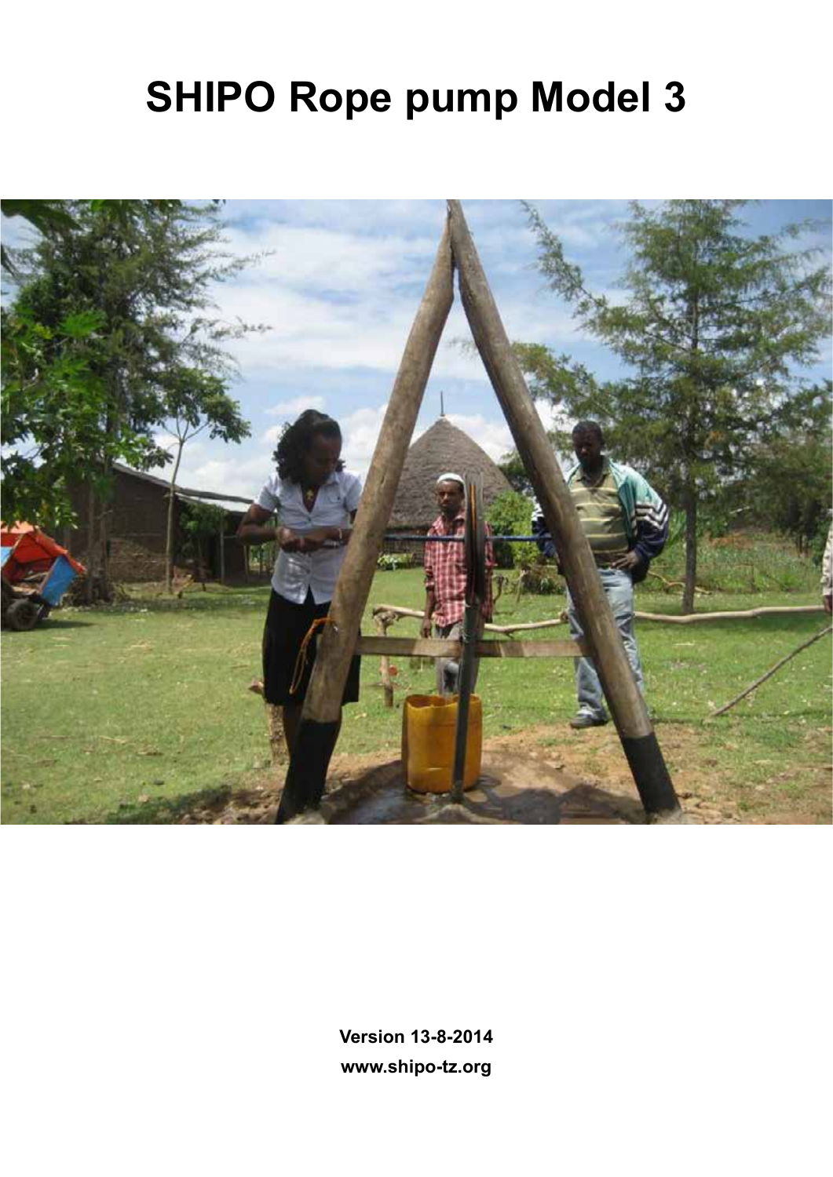# SHIPO Rope pump Model 3

**Version 13-8-2014**

**www.shipo-tz.org**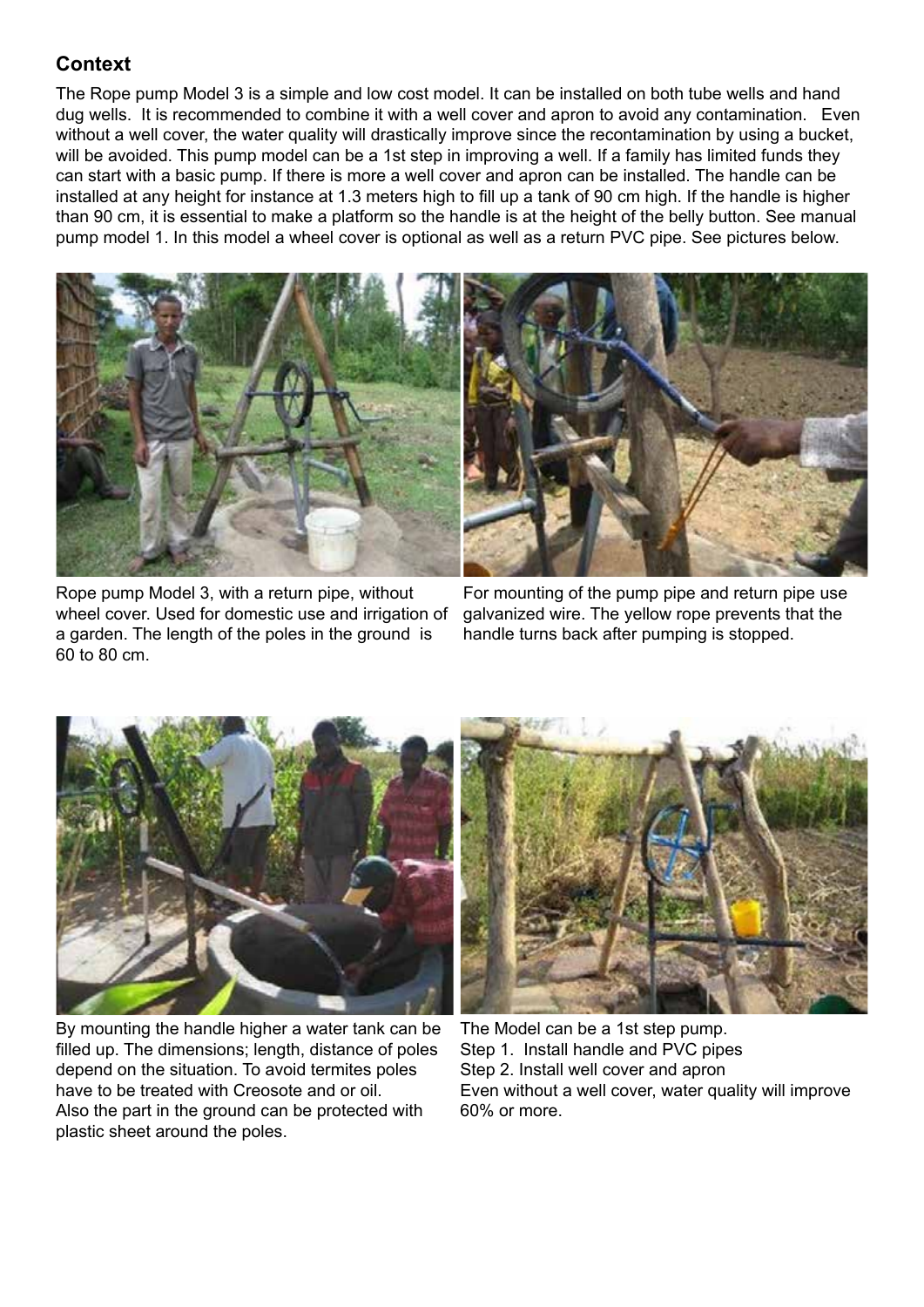## Context

The Rope pump Model 3 is a simple and low cost model. It can be installed on both tube wells and hand dug wells. It is recommended to combine it with a well cover and apron to avoid any contamination. Even without a well cover, the water quality will drastically improve since the recontamination by using a bucket, will be avoided. This pump model can be a 1st step in improving a well. If a family has limited funds they can start with a basic pump. If there is more a well cover and apron can be installed. The handle can be installed at any height for instance at 1.3 meters high to fill up a tank of 90 cm high. If the handle is higher than 90 cm, it is essential to make a platform so the handle is at the height of the belly button. See manual pump model 1. In this model a wheel cover is optional as well as a return PVC pipe. See pictures below.

Rope pump Model 3, with a return pipe, without wheel cover. Used for domestic use and irrigation of a garden. The length of the poles in the ground is 60 to 80 cm.

For mounting of the pump pipe and return pipe use galvanized wire. The yellow rope prevents that the handle turns back after pumping is stopped.

By mounting the handle higher a water tank can be filled up. The dimensions; length, distance of poles depend on the situation. To avoid termites poles have to be treated with Creosote and or oil.
Also the part in the ground can be protected with plastic sheet around the poles.

The Model can be a 1st step pump.
Step 1. Install handle and PVC pipes
Step 2. Install well cover and apron
Even without a well cover, water quality will improve 60% or more.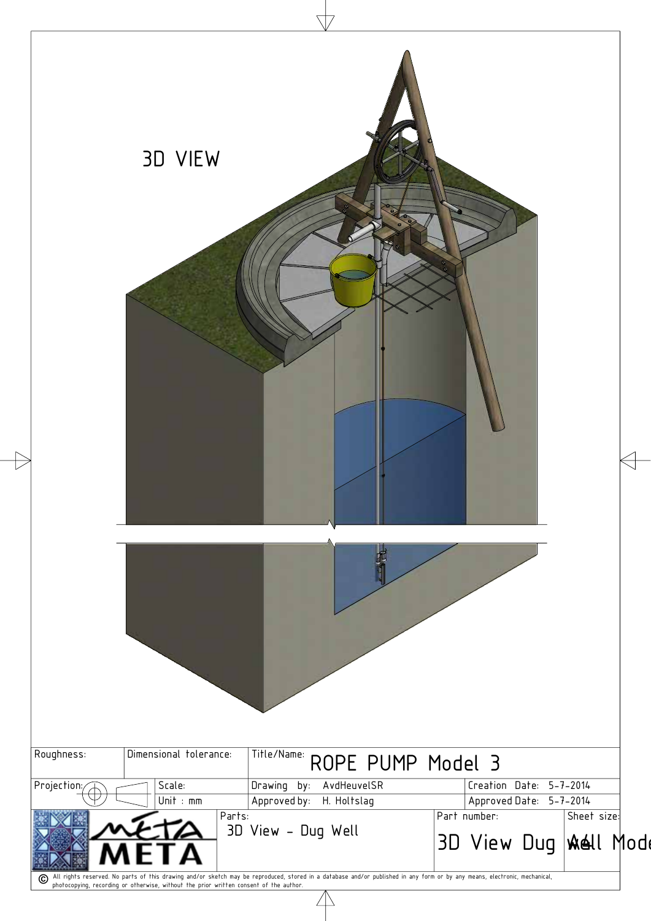# 3D VIEW

| Roughness: | Dimensional tolerance: | Title/Name: ROPE PUMP Model 3 | |
|---|---|---|---|
| Projection: | Scale: / Unit : mm | Drawing by: AvdHeuvelSR | Creation Date: 5-7-2014 |
| | | Approved by: H. Holtslag | Approved Date: 5-7-2014 |
| META META | Parts: 3D View - Dug Well | Part number: 3D View Dug Well Mode | Sheet size: A4 |

© All rights reserved. No parts of this drawing and/or sketch may be reproduced, stored in a database and/or published in any form or by any means, electronic, mechanical, photocopying, recording or otherwise, without the prior written consent of the author.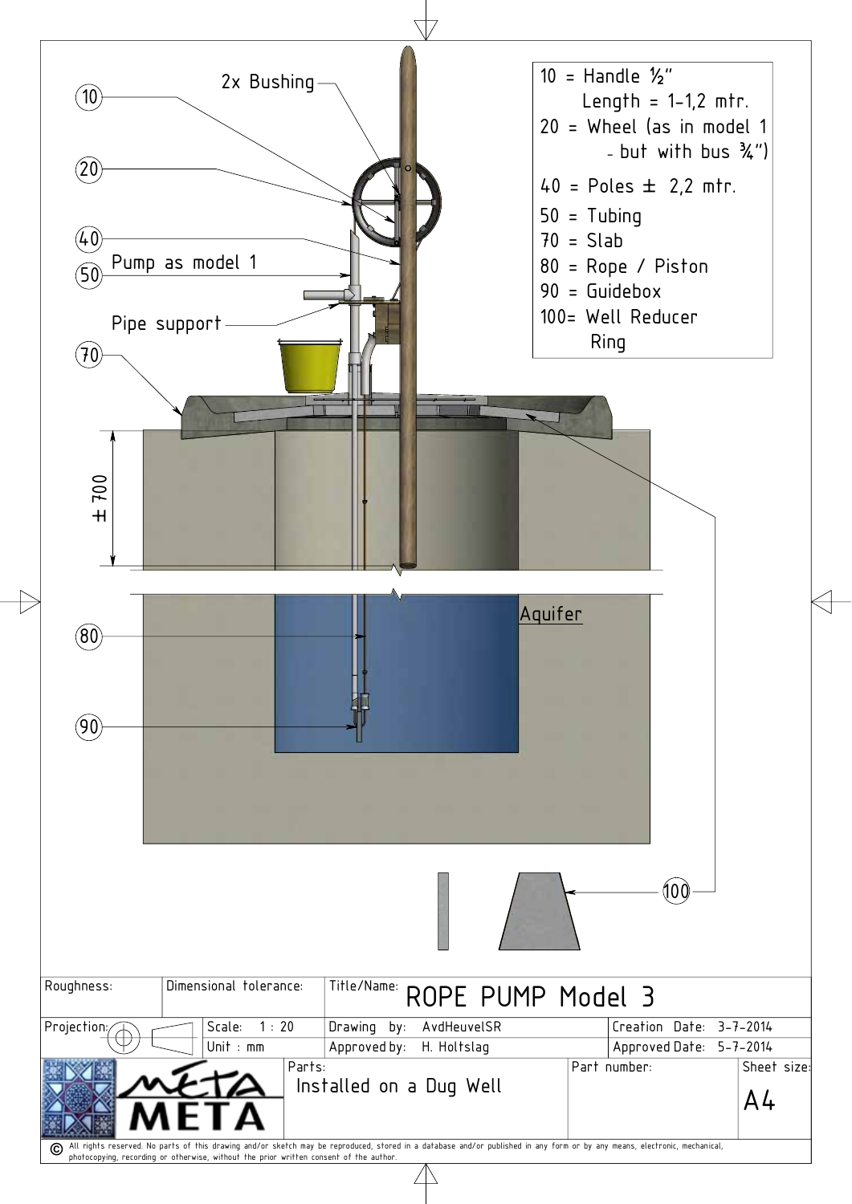10 = Handle ½"
Length = 1-1,2 mtr.
20 = Wheel (as in model 1 - but with bus ¾")
40 = Poles ± 2,2 mtr.
50 = Tubing
70 = Slab
80 = Rope / Piston
90 = Guidebox
100= Well Reducer Ring

2x Bushing

Pump as model 1

Pipe support

± 700

Aquifer

| Roughness: | Dimensional tolerance: | Title/Name: ROPE PUMP Model 3 | |
|---|---|---|---|
| Projection: | Scale: 1 : 20 / Unit : mm | Drawing by: AvdHeuvelSR / Approved by: H. Holtslag | Creation Date: 3-7-2014 / Approved Date: 5-7-2014 |
| META | Parts: Installed on a Dug Well | Part number: | Sheet size: A4 |

© All rights reserved. No parts of this drawing and/or sketch may be reproduced, stored in a database and/or published in any form or by any means, electronic, mechanical, photocopying, recording or otherwise, without the prior written consent of the author.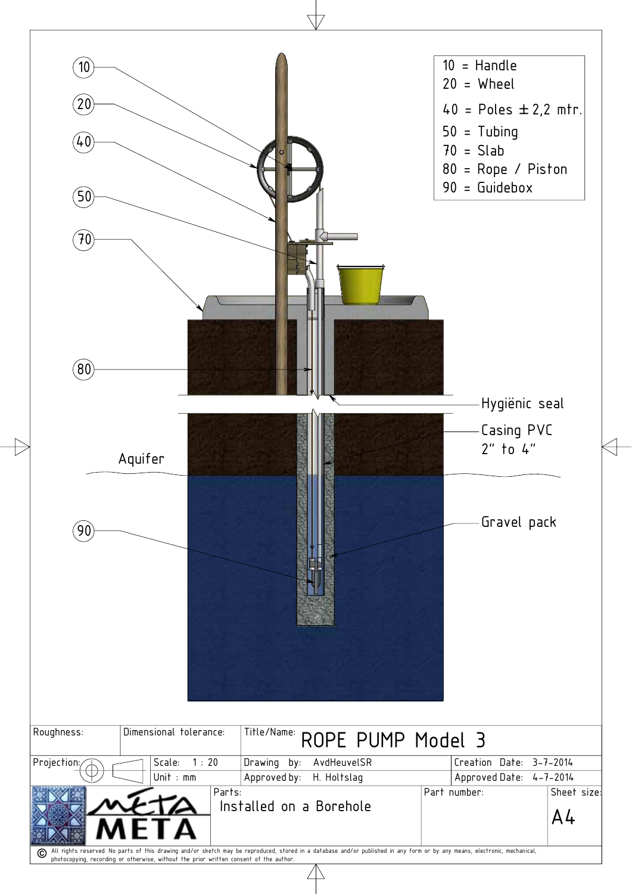| | |
|---|---|
| 10 | = Handle |
| 20 | = Wheel |
| 40 | = Poles ± 2,2 mtr. |
| 50 | = Tubing |
| 70 | = Slab |
| 80 | = Rope / Piston |
| 90 | = Guidebox |

10

20

40

50

70

80

90

Hygiënic seal

Casing PVC
2" to 4"

Aquifer

Gravel pack

| Roughness: | Dimensional tolerance: | Title/Name: ROPE PUMP Model 3 | |
|---|---|---|---|
| Projection: | Scale: 1 : 20 / Unit : mm | Drawing by: AvdHeuvelSR / Approved by: H. Holtslag | Creation Date: 3-7-2014 / Approved Date: 4-7-2014 |
| META | Parts: Installed on a Borehole | Part number: | Sheet size: A4 |

© All rights reserved. No parts of this drawing and/or sketch may be reproduced, stored in a database and/or published in any form or by any means, electronic, mechanical, photocopying, recording or otherwise, without the prior written consent of the author.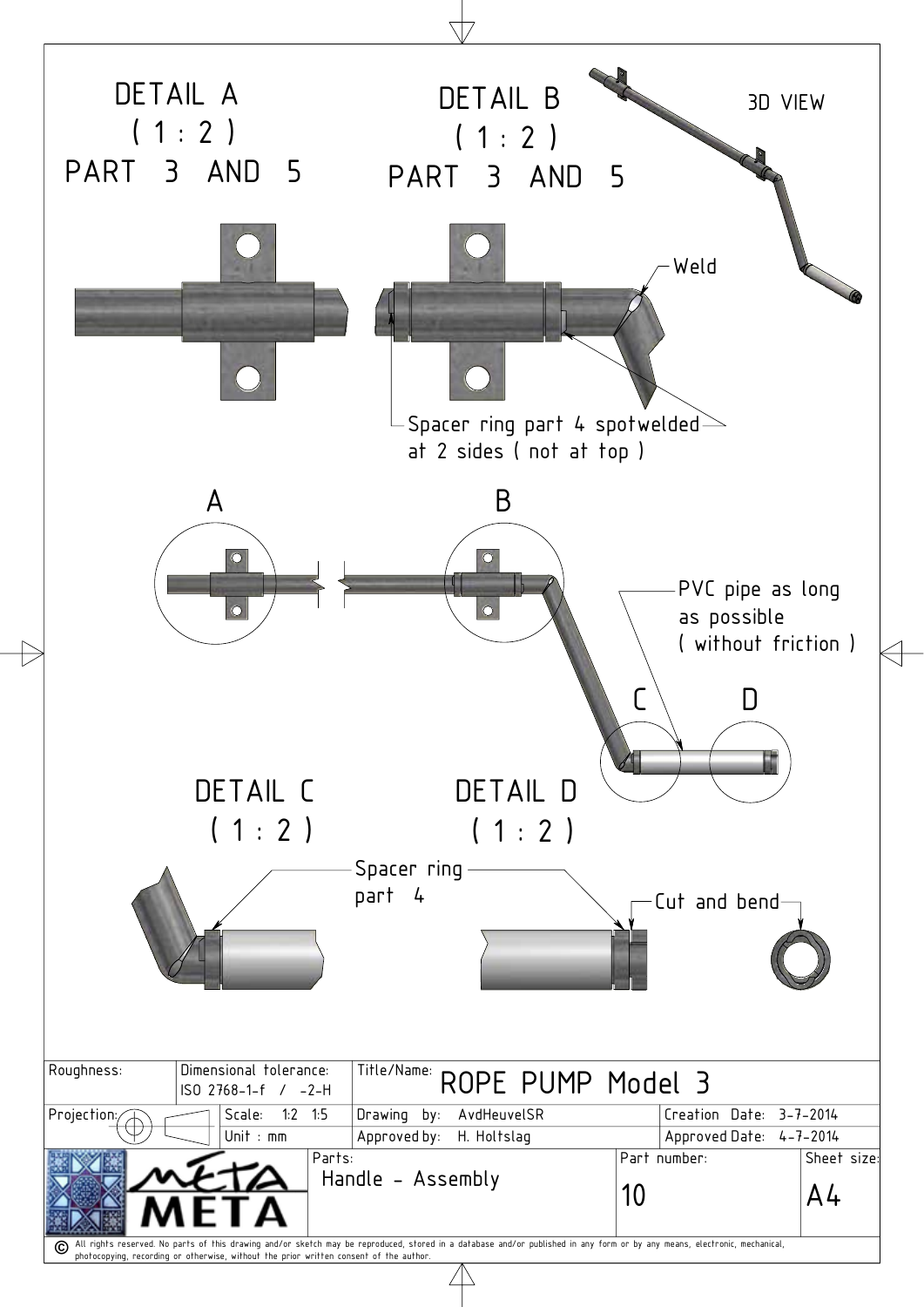DETAIL A
( 1 : 2 )
PART 3 AND 5

DETAIL B
( 1 : 2 )
PART 3 AND 5

3D VIEW

Weld

Spacer ring part 4 spotwelded at 2 sides ( not at top )

A

B

PVC pipe as long as possible ( without friction )

C

D

DETAIL C
( 1 : 2 )

DETAIL D
( 1 : 2 )

Spacer ring part 4

Cut and bend

| Roughness: | Dimensional tolerance: ISO 2768-1-f / -2-H | | Title/Name: ROPE PUMP Model 3 | | |
|---|---|---|---|---|---|
| Projection: | Scale: 1:2 1:5 | | Drawing by: AvdHeuvelSR | Creation Date: 3-7-2014 | |
| | Unit : mm | | Approved by: H. Holtslag | Approved Date: 4-7-2014 | |
| META | | Parts: Handle - Assembly | | Part number: 10 | Sheet size: A4 |

© All rights reserved. No parts of this drawing and/or sketch may be reproduced, stored in a database and/or published in any form or by any means, electronic, mechanical, photocopying, recording or otherwise, without the prior written consent of the author.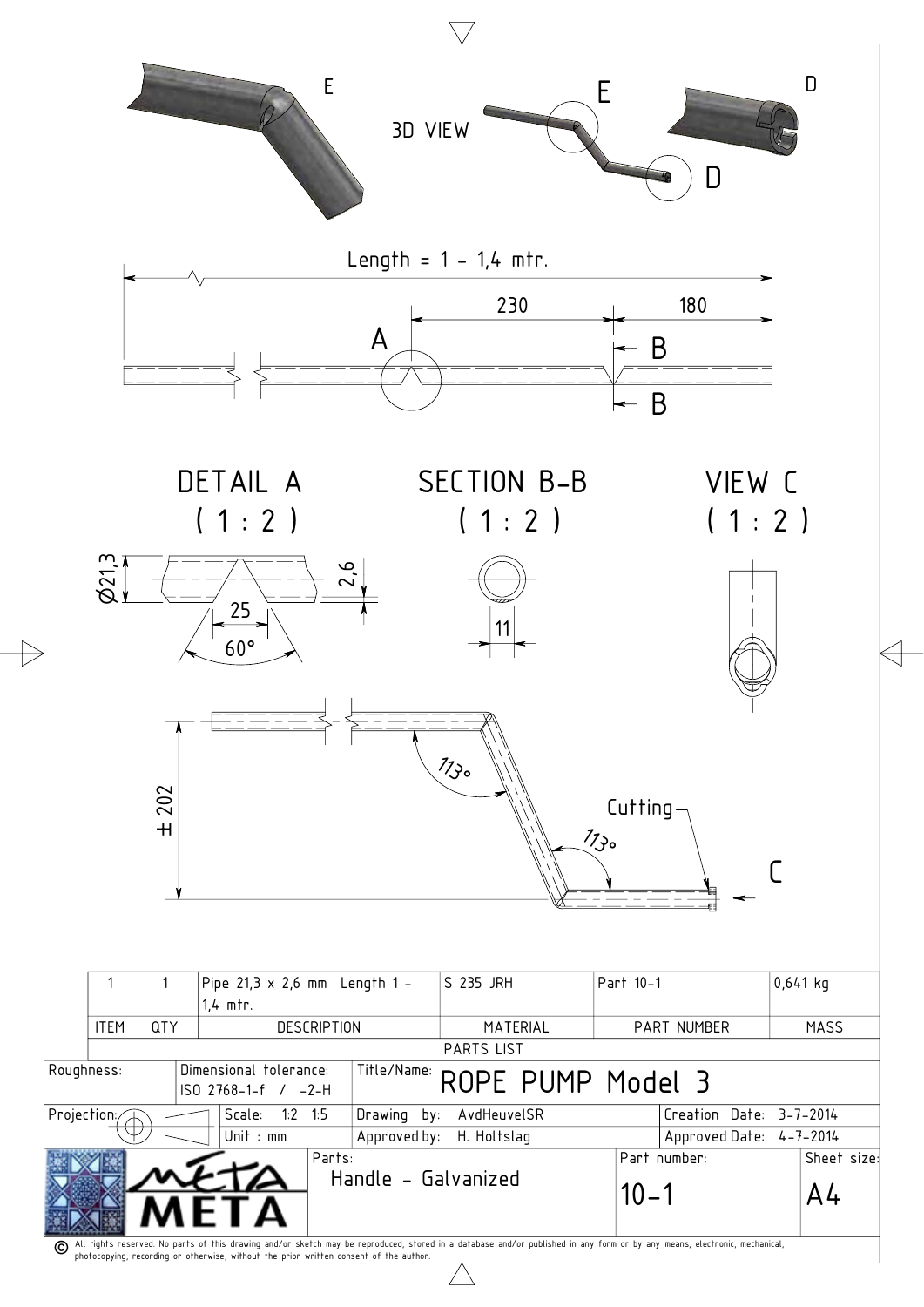E

3D VIEW

E

D

D

Length = 1 - 1,4 mtr.

230

180

A

B

B

DETAIL A
( 1 : 2 )

Ø21,3

2,6

25

60°

SECTION B-B
( 1 : 2 )

11

VIEW C
( 1 : 2 )

113°

± 202

Cutting

113°

C

| ITEM | QTY | DESCRIPTION | MATERIAL | PART NUMBER | MASS |
|---|---|---|---|---|---|
| 1 | 1 | Pipe 21,3 x 2,6 mm Length 1 - 1,4 mtr. | S 235 JRH | Part 10-1 | 0,641 kg |

PARTS LIST

| | | | | |
|---|---|---|---|---|
| Roughness: | Dimensional tolerance: ISO 2768-1-f / -2-H | Title/Name: ROPE PUMP Model 3 | | |
| Projection: | Scale: 1:2 1:5 | Drawing by: AvdHeuvelSR | Creation Date: 3-7-2014 | |
| | Unit : mm | Approved by: H. Holtslag | Approved Date: 4-7-2014 | |
| META | | Parts: Handle - Galvanized | Part number: 10-1 | Sheet size: A4 |

© All rights reserved. No parts of this drawing and/or sketch may be reproduced, stored in a database and/or published in any form or by any means, electronic, mechanical, photocopying, recording or otherwise, without the prior written consent of the author.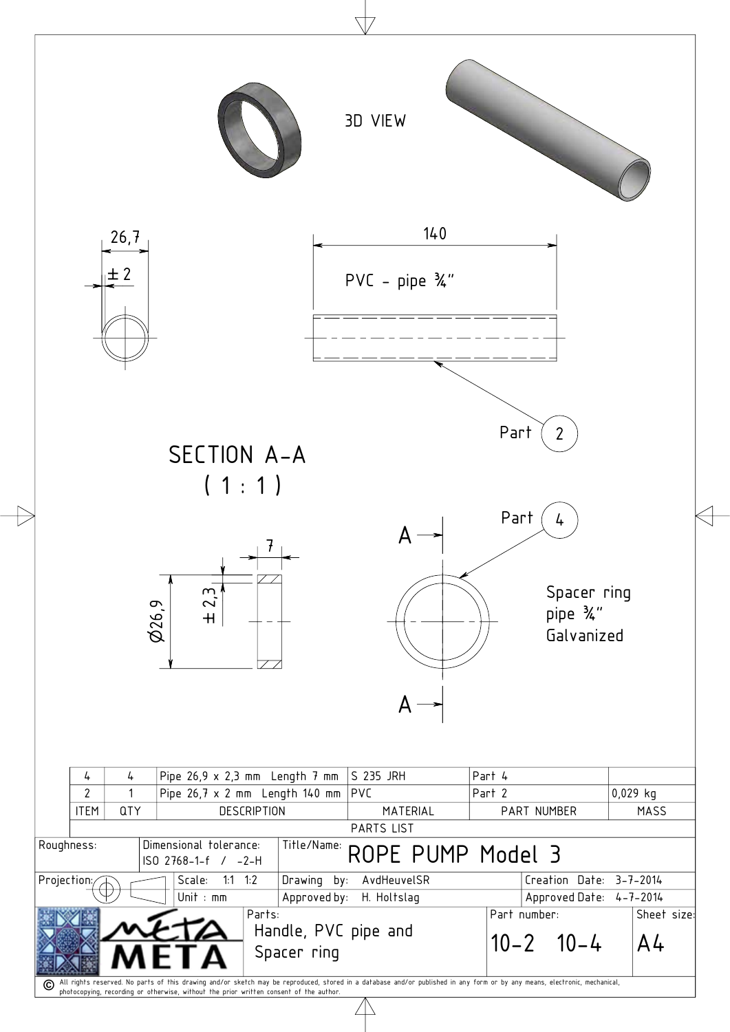3D VIEW

26,7

± 2

140

PVC - pipe ¾"

Part 2

SECTION A-A
( 1 : 1 )

A

Part 4

7

± 2,3

Ø26,9

Spacer ring
pipe ¾"
Galvanized

A

| ITEM | QTY | DESCRIPTION | MATERIAL | PART NUMBER | MASS |
|---|---|---|---|---|---|
| 4 | 4 | Pipe 26,9 x 2,3 mm Length 7 mm | S 235 JRH | Part 4 | |
| 2 | 1 | Pipe 26,7 x 2 mm Length 140 mm | PVC | Part 2 | 0,029 kg |

PARTS LIST

| | | |
|---|---|---|
| Roughness: | Dimensional tolerance: ISO 2768-1-f / -2-H | Title/Name: ROPE PUMP Model 3 |
| Projection: | Scale: 1:1 1:2 | Drawing by: AvdHeuvelSR | Creation Date: 3-7-2014 |
| | Unit : mm | Approved by: H. Holtslag | Approved Date: 4-7-2014 |
| META | Parts: Handle, PVC pipe and Spacer ring | Part number: 10-2 10-4 | Sheet size: A4 |

© All rights reserved. No parts of this drawing and/or sketch may be reproduced, stored in a database and/or published in any form or by any means, electronic, mechanical, photocopying, recording or otherwise, without the prior written consent of the author.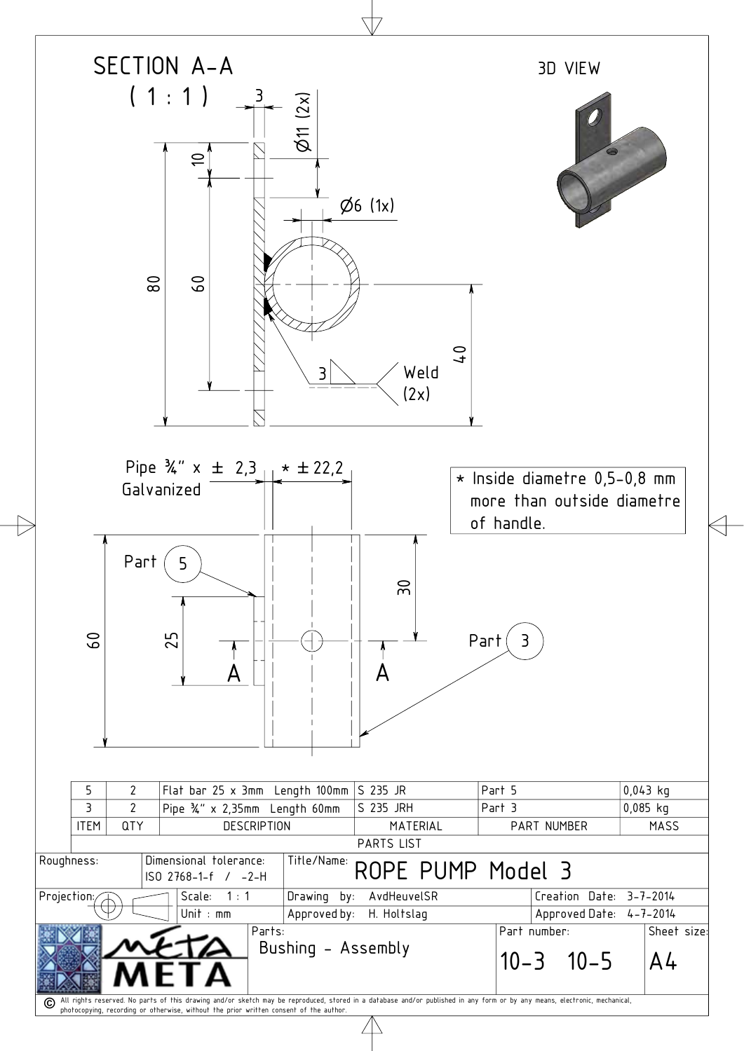## SECTION A-A

( 1 : 1 )

3

Ø11 (2x)

10

Ø6 (1x)

80

60

3 Weld (2x)

40

## 3D VIEW

Pipe ¾" x ± 2,3
Galvanized

* ± 22,2

* Inside diametre 0,5-0,8 mm more than outside diametre of handle.

Part 5

30

60

25

A A

Part 3

| ITEM | QTY | DESCRIPTION | MATERIAL | PART NUMBER | MASS |
|---|---|---|---|---|---|
| 5 | 2 | Flat bar 25 x 3mm Length 100mm | S 235 JR | Part 5 | 0,043 kg |
| 3 | 2 | Pipe ¾" x 2,35mm Length 60mm | S 235 JRH | Part 3 | 0,085 kg |

PARTS LIST

| | | | |
|---|---|---|---|
| Roughness: | Dimensional tolerance: ISO 2768-1-f / -2-H | Title/Name: ROPE PUMP Model 3 | |
| Projection: | Scale: 1 : 1 | Drawing by: AvdHeuvelSR | Creation Date: 3-7-2014 |
| | Unit : mm | Approved by: H. Holtslag | Approved Date: 4-7-2014 |
| META | Parts: Bushing - Assembly | Part number: 10-3 10-5 | Sheet size: A4 |

© All rights reserved. No parts of this drawing and/or sketch may be reproduced, stored in a database and/or published in any form or by any means, electronic, mechanical, photocopying, recording or otherwise, without the prior written consent of the author.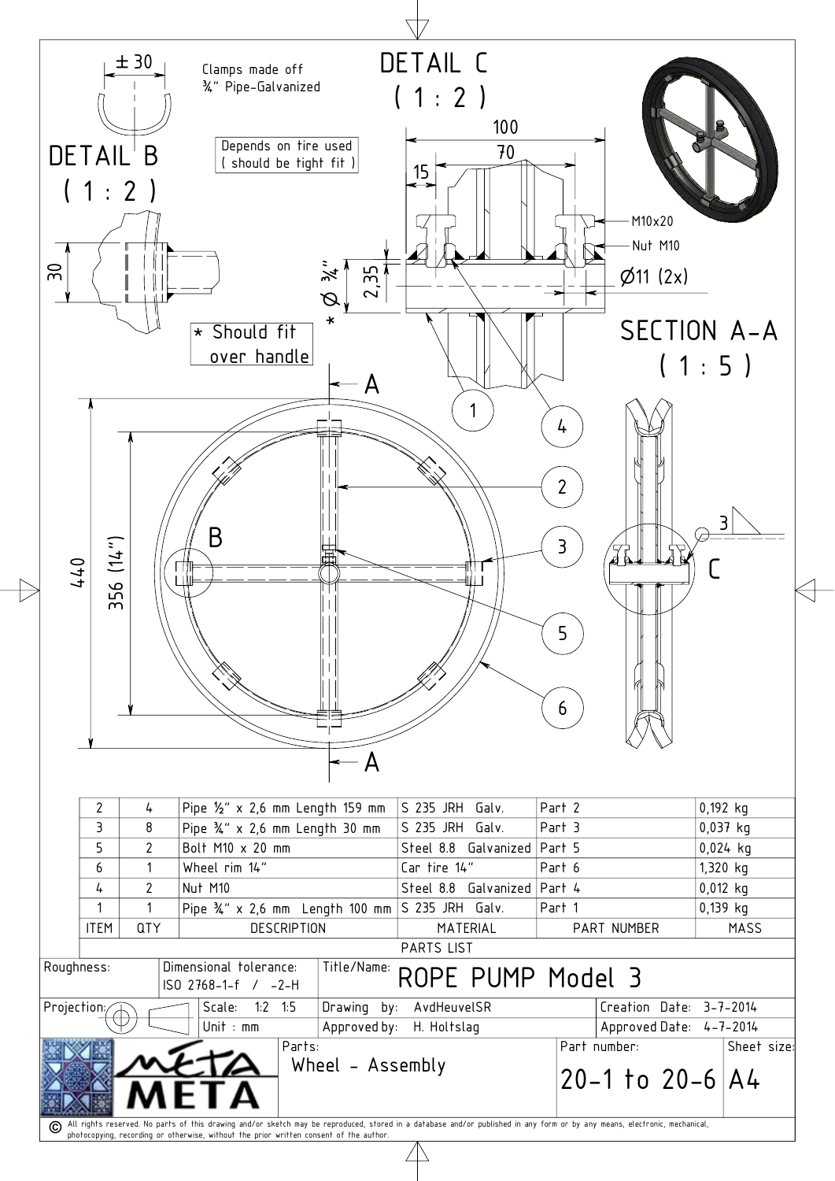± 30

Clamps made off
¾" Pipe-Galvanized

## DETAIL C
( 1 : 2 )

100

70

15

Depends on tire used
( should be tight fit )

## DETAIL B
( 1 : 2 )

30

* Ø ¾"

2,35

M10x20

Nut M10

Ø11 (2x)

* Should fit over handle

## SECTION A-A
( 1 : 5 )

A

1

4

2

3

5

6

B

C

440

356 (14")

A

| 2 | 4 | Pipe ½" x 2,6 mm Length 159 mm | S 235 JRH Galv. | Part 2 | 0,192 kg |
|---|---|---|---|---|---|
| 3 | 8 | Pipe ¾" x 2,6 mm Length 30 mm | S 235 JRH Galv. | Part 3 | 0,037 kg |
| 5 | 2 | Bolt M10 x 20 mm | Steel 8.8 Galvanized | Part 5 | 0,024 kg |
| 6 | 1 | Wheel rim 14" | Car tire 14" | Part 6 | 1,320 kg |
| 4 | 2 | Nut M10 | Steel 8.8 Galvanized | Part 4 | 0,012 kg |
| 1 | 1 | Pipe ¾" x 2,6 mm Length 100 mm | S 235 JRH Galv. | Part 1 | 0,139 kg |
| ITEM | QTY | DESCRIPTION | MATERIAL | PART NUMBER | MASS |

PARTS LIST

| Roughness: | Dimensional tolerance: ISO 2768-1-f / -2-H | Title/Name: ROPE PUMP Model 3 | |
|---|---|---|---|
| Projection: | Scale: 1:2 1:5 / Unit : mm | Drawing by: AvdHeuvelSR / Approved by: H. Holtslag | Creation Date: 3-7-2014 / Approved Date: 4-7-2014 |

META

Parts: Wheel - Assembly

Part number: 20-1 to 20-6

Sheet size: A4

© All rights reserved. No parts of this drawing and/or sketch may be reproduced, stored in a database and/or published in any form or by any means, electronic, mechanical, photocopying, recording or otherwise, without the prior written consent of the author.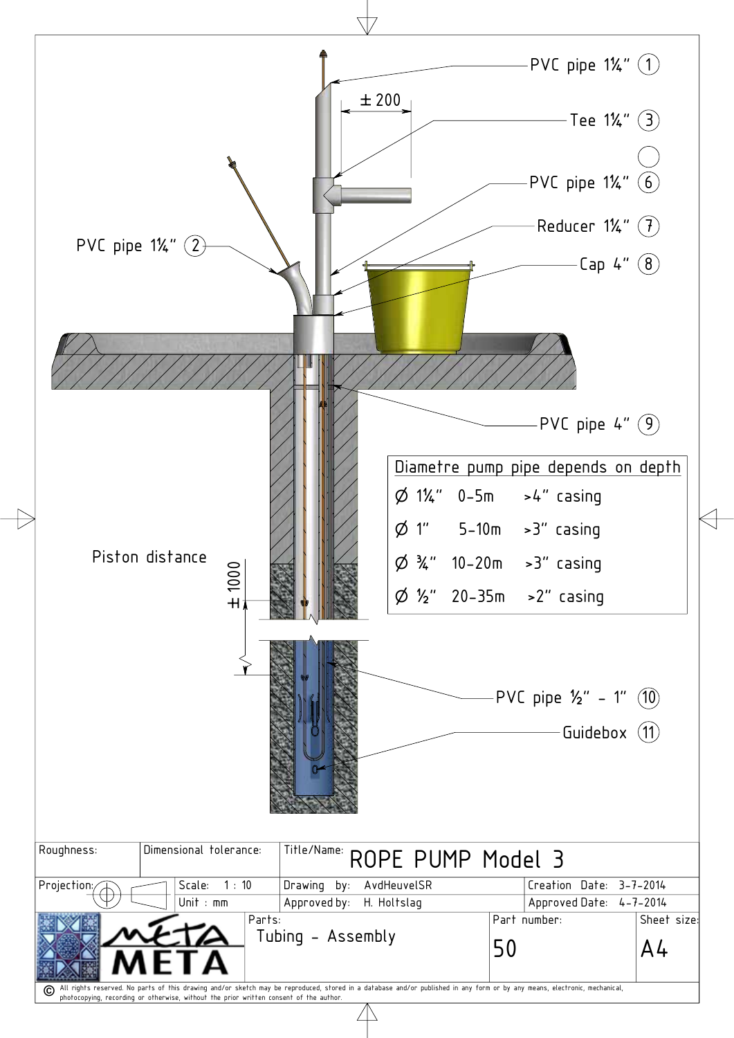PVC pipe 1¼" (1)

± 200

Tee 1¼" (3)

PVC pipe 1¼" (6)

Reducer 1¼" (7)

Cap 4" (8)

PVC pipe 1¼" (2)

PVC pipe 4" (9)

| Diametre pump pipe depends on depth | | |
|---|---|---|
| Ø 1¼" | 0-5m | >4" casing |
| Ø 1" | 5-10m | >3" casing |
| Ø ¾" | 10-20m | >3" casing |
| Ø ½" | 20-35m | >2" casing |

Piston distance ± 1000

PVC pipe ½" - 1" (10)

Guidebox (11)

| Roughness: | Dimensional tolerance: | Title/Name: ROPE PUMP Model 3 | |
|---|---|---|---|
| Projection: | Scale: 1 : 10 / Unit : mm | Drawing by: AvdHeuvelSR / Approved by: H. Holtslag | Creation Date: 3-7-2014 / Approved Date: 4-7-2014 |
| META | Parts: Tubing - Assembly | Part number: 50 | Sheet size: A4 |

© All rights reserved. No parts of this drawing and/or sketch may be reproduced, stored in a database and/or published in any form or by any means, electronic, mechanical, photocopying, recording or otherwise, without the prior written consent of the author.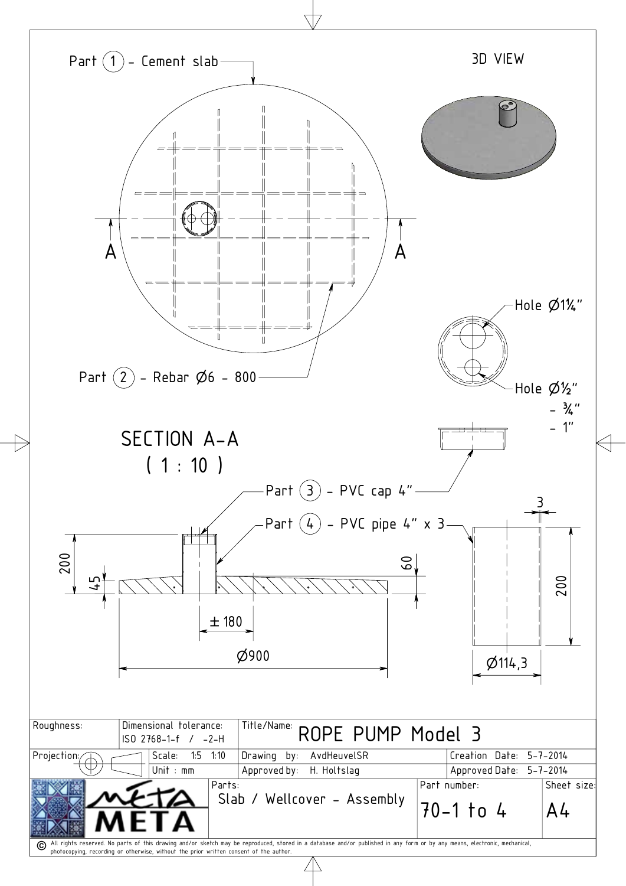Part (1) - Cement slab

3D VIEW

A A

Hole Ø1¼"

Part (2) - Rebar Ø6 - 800

Hole Ø½"
- ¾"
- 1"

SECTION A-A
( 1 : 10 )

Part (3) - PVC cap 4"

Part (4) - PVC pipe 4" x 3

200 45 60 3 200

± 180

Ø900

Ø114,3

| Roughness: | Dimensional tolerance: ISO 2768-1-f / -2-H | Title/Name: ROPE PUMP Model 3 | |
|---|---|---|---|
| Projection: | Scale: 1:5 1:10 | Drawing by: AvdHeuvelSR | Creation Date: 5-7-2014 |
| | Unit : mm | Approved by: H. Holtslag | Approved Date: 5-7-2014 |
| META META | Parts: Slab / Wellcover - Assembly | Part number: 70-1 to 4 | Sheet size: A4 |

© All rights reserved. No parts of this drawing and/or sketch may be reproduced, stored in a database and/or published in any form or by any means, electronic, mechanical, photocopying, recording or otherwise, without the prior written consent of the author.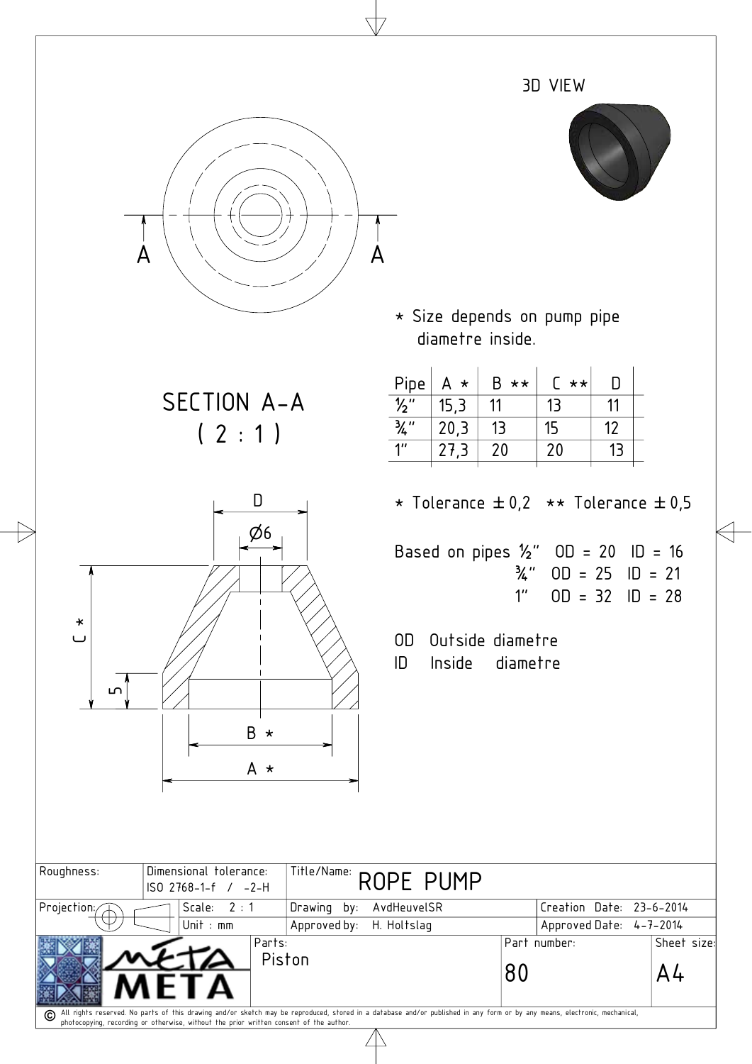3D VIEW

A A

SECTION A-A
( 2 : 1 )

* Size depends on pump pipe diametre inside.

| Pipe | A * | B ** | C ** | D |
|---|---|---|---|---|
| ½" | 15,3 | 11 | 13 | 11 |
| ¾" | 20,3 | 13 | 15 | 12 |
| 1" | 27,3 | 20 | 20 | 13 |

* Tolerance ± 0,2 ** Tolerance ± 0,5

Based on pipes ½" OD = 20 ID = 16
¾" OD = 25 ID = 21
1" OD = 32 ID = 28

OD Outside diametre
ID Inside diametre

D

Ø6

C *

5

B *

A *

| Roughness: | Dimensional tolerance: ISO 2768-1-f / -2-H | Title/Name: ROPE PUMP | |
|---|---|---|---|
| Projection: | Scale: 2 : 1 | Drawing by: AvdHeuvelSR | Creation Date: 23-6-2014 |
| | Unit : mm | Approved by: H. Holtslag | Approved Date: 4-7-2014 |
| META | Parts: Piston | Part number: 80 | Sheet size: A4 |

© All rights reserved. No parts of this drawing and/or sketch may be reproduced, stored in a database and/or published in any form or by any means, electronic, mechanical, photocopying, recording or otherwise, without the prior written consent of the author.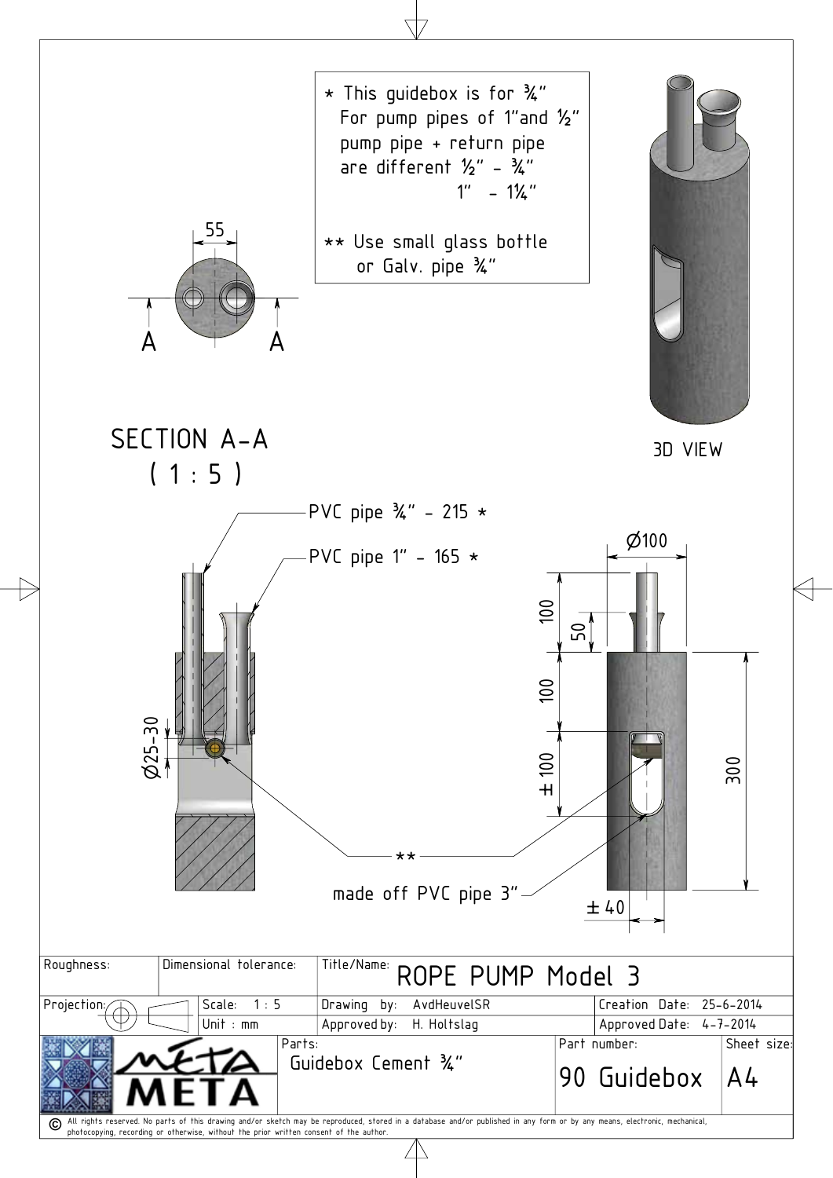\* This guidebox is for ¾"
For pump pipes of 1" and ½"
pump pipe + return pipe
are different ½" - ¾"
1" - 1¼"

\*\* Use small glass bottle
or Galv. pipe ¾"

55

A A

SECTION A-A
( 1 : 5 )

3D VIEW

PVC pipe ¾" - 215 *

PVC pipe 1" - 165 *

Ø25-30

Ø100

100

50

100

± 100

300

\*\*

made off PVC pipe 3"

± 40

| Roughness: | Dimensional tolerance: | Title/Name: ROPE PUMP Model 3 | |
|---|---|---|---|
| Projection: | Scale: 1 : 5 / Unit : mm | Drawing by: AvdHeuvelSR / Approved by: H. Holtslag | Creation Date: 25-6-2014 / Approved Date: 4-7-2014 |
| META | Parts: Guidebox Cement ¾" | Part number: 90 Guidebox | Sheet size: A4 |

© All rights reserved. No parts of this drawing and/or sketch may be reproduced, stored in a database and/or published in any form or by any means, electronic, mechanical, photocopying, recording or otherwise, without the prior written consent of the author.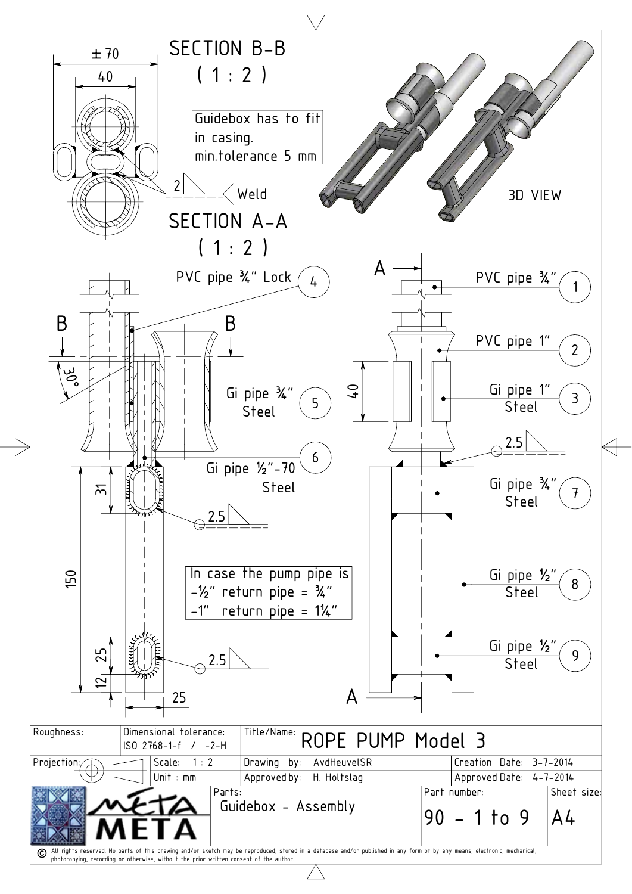## SECTION B-B
( 1 : 2 )

± 70

40

Guidebox has to fit in casing.
min.tolerance 5 mm

2 Weld

## SECTION A-A
( 1 : 2 )

3D VIEW

PVC pipe ¾" Lock (4)

B B

30°

Gi pipe ¾" Steel (5)

Gi pipe ½"-70 Steel (6)

31

2.5

150

In case the pump pipe is
-½" return pipe = ¾"
-1" return pipe = 1¼"

25

12

2.5

25

A

PVC pipe ¾" (1)

PVC pipe 1" (2)

40

Gi pipe 1" Steel (3)

2.5

Gi pipe ¾" Steel (7)

Gi pipe ½" Steel (8)

Gi pipe ½" Steel (9)

A

| Roughness: | Dimensional tolerance: ISO 2768-1-f / -2-H | Title/Name: ROPE PUMP Model 3 | |
|---|---|---|---|
| Projection: | Scale: 1 : 2 | Drawing by: AvdHeuvelSR | Creation Date: 3-7-2014 |
| | Unit : mm | Approved by: H. Holtslag | Approved Date: 4-7-2014 |
| META | Parts: Guidebox - Assembly | Part number: 90 - 1 to 9 | Sheet size: A4 |

© All rights reserved. No parts of this drawing and/or sketch may be reproduced, stored in a database and/or published in any form or by any means, electronic, mechanical, photocopying, recording or otherwise, without the prior written consent of the author.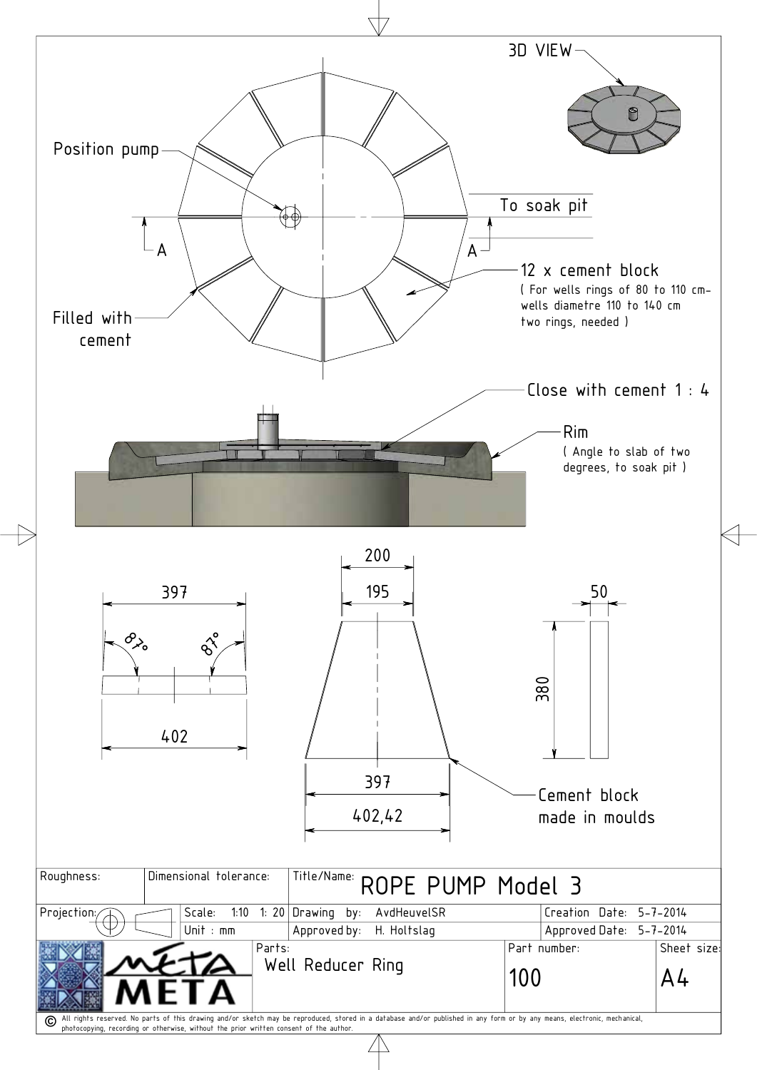3D VIEW

Position pump

To soak pit

A

A

12 x cement block
( For wells rings of 80 to 110 cm-
wells diametre 110 to 140 cm
two rings, needed )

Filled with
cement

Close with cement 1 : 4

Rim
( Angle to slab of two
degrees, to soak pit )

397

87°

87°

402

200

195

397

402,42

50

380

Cement block
made in moulds

| | | | | |
|---|---|---|---|---|
| Roughness: | Dimensional tolerance: | Title/Name: ROPE PUMP Model 3 | | |
| Projection: | Scale: 1:10 1: 20 / Unit : mm | Drawing by: AvdHeuvelSR / Approved by: H. Holtslag | Creation Date: 5-7-2014 / Approved Date: 5-7-2014 | |
| META | Parts: Well Reducer Ring | Part number: 100 | | Sheet size: A4 |

© All rights reserved. No parts of this drawing and/or sketch may be reproduced, stored in a database and/or published in any form or by any means, electronic, mechanical, photocopying, recording or otherwise, without the prior written consent of the author.